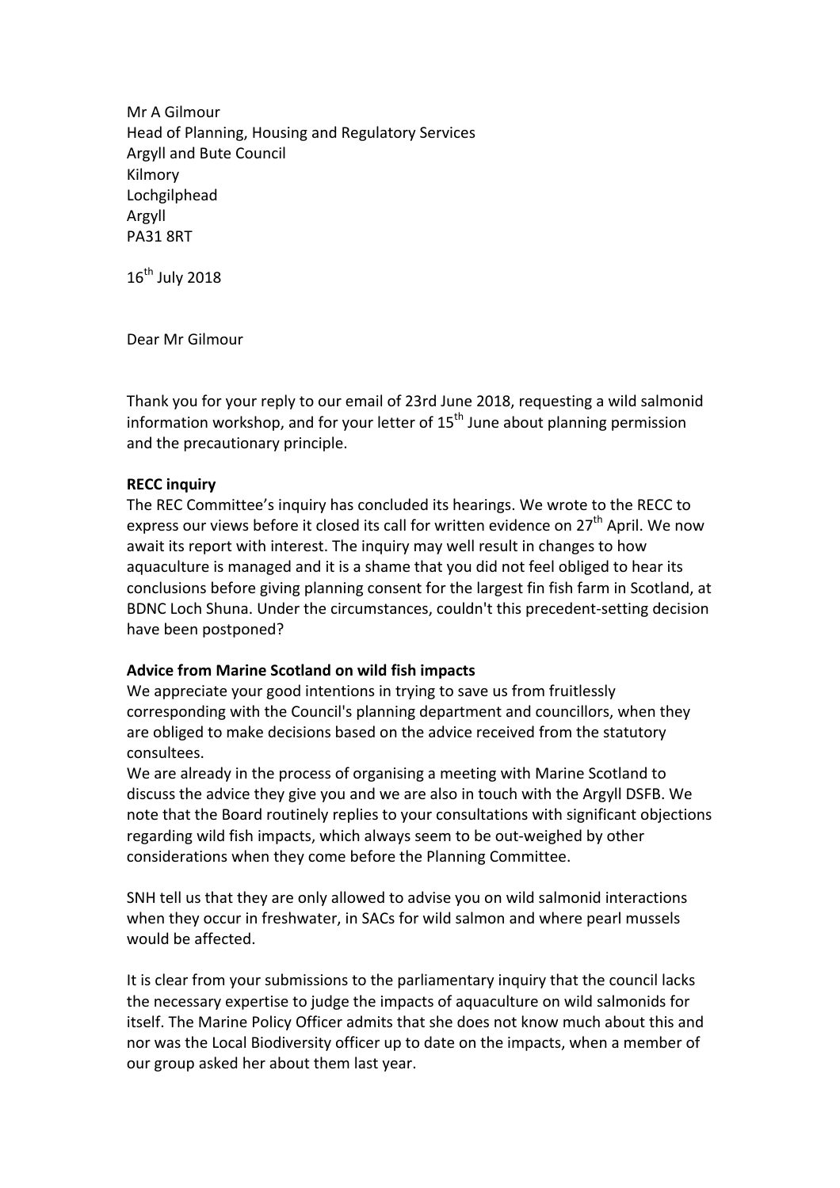Mr A Gilmour
Head of Planning, Housing and Regulatory Services
Argyll and Bute Council
Kilmory
Lochgilphead
Argyll
PA31 8RT

16th July 2018

Dear Mr Gilmour

Thank you for your reply to our email of 23rd June 2018, requesting a wild salmonid information workshop, and for your letter of 15th June about planning permission and the precautionary principle.

**RECC inquiry**

The REC Committee's inquiry has concluded its hearings. We wrote to the RECC to express our views before it closed its call for written evidence on 27th April. We now await its report with interest. The inquiry may well result in changes to how aquaculture is managed and it is a shame that you did not feel obliged to hear its conclusions before giving planning consent for the largest fin fish farm in Scotland, at BDNC Loch Shuna. Under the circumstances, couldn't this precedent-setting decision have been postponed?

**Advice from Marine Scotland on wild fish impacts**

We appreciate your good intentions in trying to save us from fruitlessly corresponding with the Council's planning department and councillors, when they are obliged to make decisions based on the advice received from the statutory consultees.

We are already in the process of organising a meeting with Marine Scotland to discuss the advice they give you and we are also in touch with the Argyll DSFB. We note that the Board routinely replies to your consultations with significant objections regarding wild fish impacts, which always seem to be out-weighed by other considerations when they come before the Planning Committee.

SNH tell us that they are only allowed to advise you on wild salmonid interactions when they occur in freshwater, in SACs for wild salmon and where pearl mussels would be affected.

It is clear from your submissions to the parliamentary inquiry that the council lacks the necessary expertise to judge the impacts of aquaculture on wild salmonids for itself. The Marine Policy Officer admits that she does not know much about this and nor was the Local Biodiversity officer up to date on the impacts, when a member of our group asked her about them last year.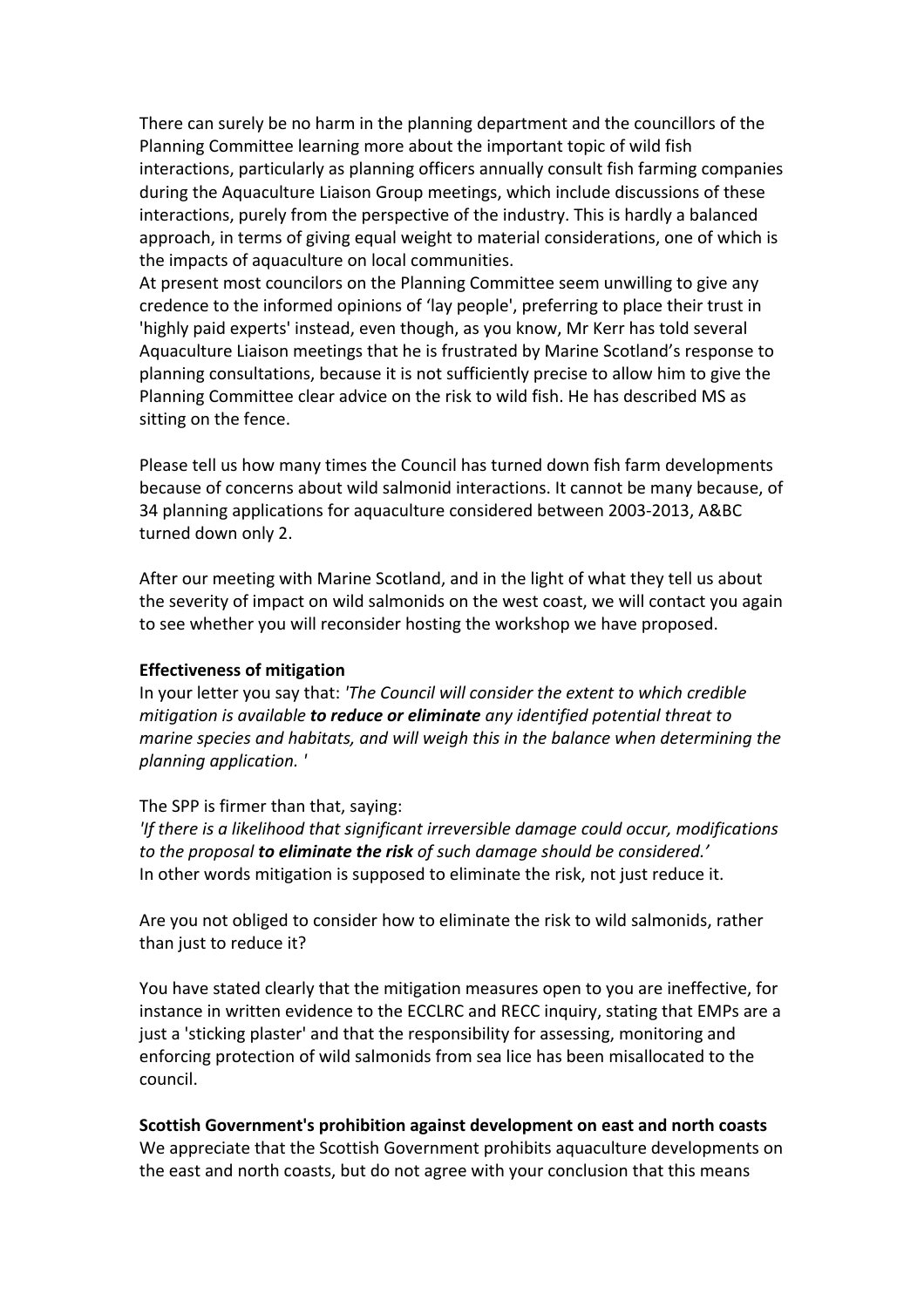There can surely be no harm in the planning department and the councillors of the Planning Committee learning more about the important topic of wild fish interactions, particularly as planning officers annually consult fish farming companies during the Aquaculture Liaison Group meetings, which include discussions of these interactions, purely from the perspective of the industry. This is hardly a balanced approach, in terms of giving equal weight to material considerations, one of which is the impacts of aquaculture on local communities.

At present most councilors on the Planning Committee seem unwilling to give any credence to the informed opinions of 'lay people', preferring to place their trust in 'highly paid experts' instead, even though, as you know, Mr Kerr has told several Aquaculture Liaison meetings that he is frustrated by Marine Scotland's response to planning consultations, because it is not sufficiently precise to allow him to give the Planning Committee clear advice on the risk to wild fish. He has described MS as sitting on the fence.

Please tell us how many times the Council has turned down fish farm developments because of concerns about wild salmonid interactions. It cannot be many because, of 34 planning applications for aquaculture considered between 2003-2013, A&BC turned down only 2.

After our meeting with Marine Scotland, and in the light of what they tell us about the severity of impact on wild salmonids on the west coast, we will contact you again to see whether you will reconsider hosting the workshop we have proposed.

**Effectiveness of mitigation**

In your letter you say that: *'The Council will consider the extent to which credible mitigation is available **to reduce or eliminate** any identified potential threat to marine species and habitats, and will weigh this in the balance when determining the planning application. '*

The SPP is firmer than that, saying:

*'If there is a likelihood that significant irreversible damage could occur, modifications to the proposal **to eliminate the risk** of such damage should be considered.'*

In other words mitigation is supposed to eliminate the risk, not just reduce it.

Are you not obliged to consider how to eliminate the risk to wild salmonids, rather than just to reduce it?

You have stated clearly that the mitigation measures open to you are ineffective, for instance in written evidence to the ECCLRC and RECC inquiry, stating that EMPs are a just a 'sticking plaster' and that the responsibility for assessing, monitoring and enforcing protection of wild salmonids from sea lice has been misallocated to the council.

**Scottish Government's prohibition against development on east and north coasts**

We appreciate that the Scottish Government prohibits aquaculture developments on the east and north coasts, but do not agree with your conclusion that this means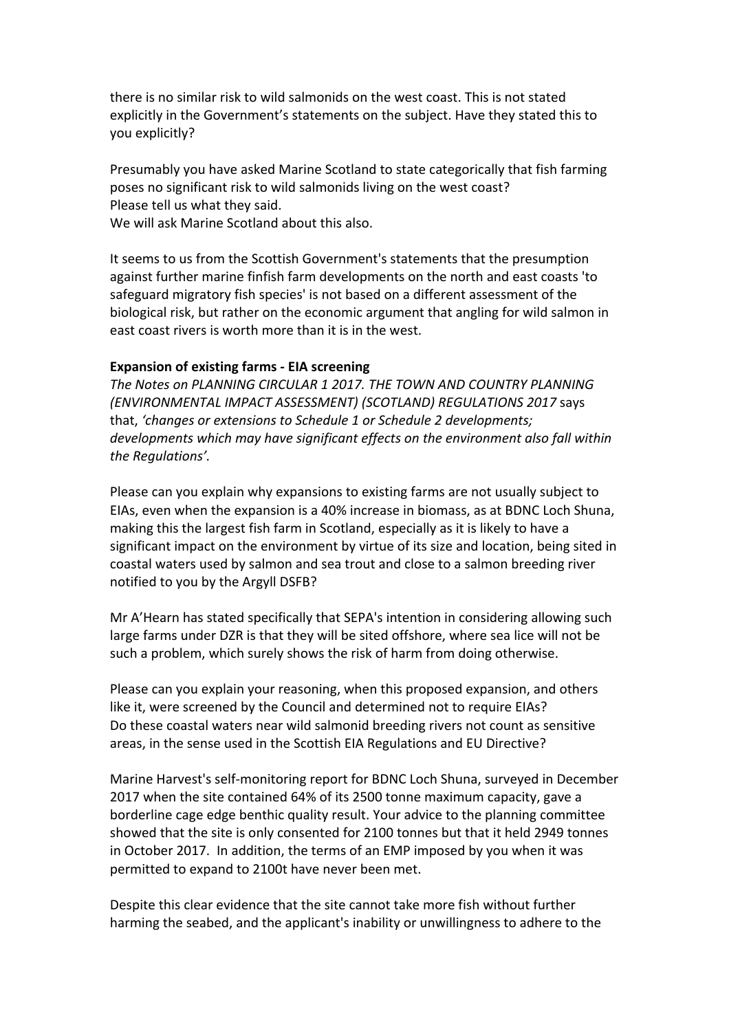there is no similar risk to wild salmonids on the west coast. This is not stated explicitly in the Government's statements on the subject. Have they stated this to you explicitly?

Presumably you have asked Marine Scotland to state categorically that fish farming poses no significant risk to wild salmonids living on the west coast?
Please tell us what they said.
We will ask Marine Scotland about this also.

It seems to us from the Scottish Government's statements that the presumption against further marine finfish farm developments on the north and east coasts 'to safeguard migratory fish species' is not based on a different assessment of the biological risk, but rather on the economic argument that angling for wild salmon in east coast rivers is worth more than it is in the west.

**Expansion of existing farms - EIA screening**
*The Notes on PLANNING CIRCULAR 1 2017. THE TOWN AND COUNTRY PLANNING (ENVIRONMENTAL IMPACT ASSESSMENT) (SCOTLAND) REGULATIONS 2017* says that, *'changes or extensions to Schedule 1 or Schedule 2 developments; developments which may have significant effects on the environment also fall within the Regulations'.*

Please can you explain why expansions to existing farms are not usually subject to EIAs, even when the expansion is a 40% increase in biomass, as at BDNC Loch Shuna, making this the largest fish farm in Scotland, especially as it is likely to have a significant impact on the environment by virtue of its size and location, being sited in coastal waters used by salmon and sea trout and close to a salmon breeding river notified to you by the Argyll DSFB?

Mr A'Hearn has stated specifically that SEPA's intention in considering allowing such large farms under DZR is that they will be sited offshore, where sea lice will not be such a problem, which surely shows the risk of harm from doing otherwise.

Please can you explain your reasoning, when this proposed expansion, and others like it, were screened by the Council and determined not to require EIAs?
Do these coastal waters near wild salmonid breeding rivers not count as sensitive areas, in the sense used in the Scottish EIA Regulations and EU Directive?

Marine Harvest's self-monitoring report for BDNC Loch Shuna, surveyed in December 2017 when the site contained 64% of its 2500 tonne maximum capacity, gave a borderline cage edge benthic quality result. Your advice to the planning committee showed that the site is only consented for 2100 tonnes but that it held 2949 tonnes in October 2017. In addition, the terms of an EMP imposed by you when it was permitted to expand to 2100t have never been met.

Despite this clear evidence that the site cannot take more fish without further harming the seabed, and the applicant's inability or unwillingness to adhere to the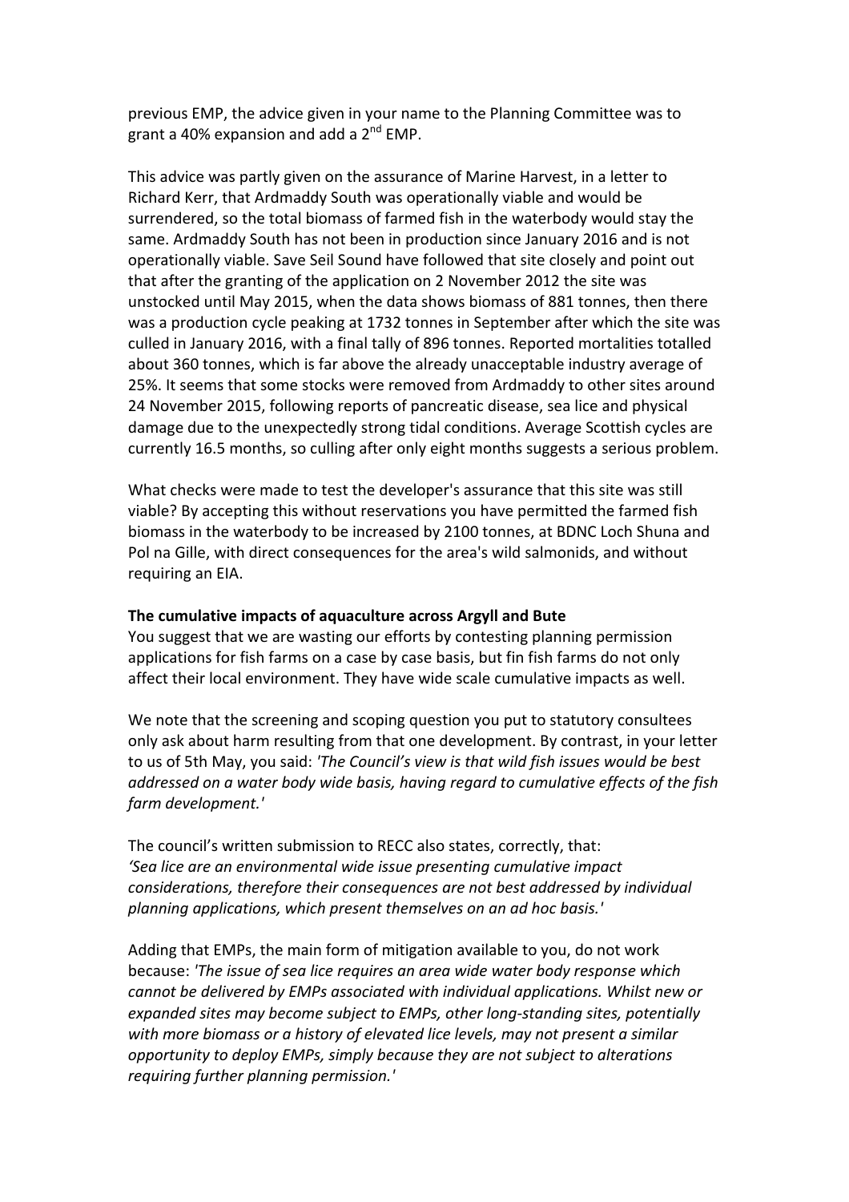previous EMP, the advice given in your name to the Planning Committee was to grant a 40% expansion and add a 2nd EMP.

This advice was partly given on the assurance of Marine Harvest, in a letter to Richard Kerr, that Ardmaddy South was operationally viable and would be surrendered, so the total biomass of farmed fish in the waterbody would stay the same. Ardmaddy South has not been in production since January 2016 and is not operationally viable. Save Seil Sound have followed that site closely and point out that after the granting of the application on 2 November 2012 the site was unstocked until May 2015, when the data shows biomass of 881 tonnes, then there was a production cycle peaking at 1732 tonnes in September after which the site was culled in January 2016, with a final tally of 896 tonnes. Reported mortalities totalled about 360 tonnes, which is far above the already unacceptable industry average of 25%. It seems that some stocks were removed from Ardmaddy to other sites around 24 November 2015, following reports of pancreatic disease, sea lice and physical damage due to the unexpectedly strong tidal conditions. Average Scottish cycles are currently 16.5 months, so culling after only eight months suggests a serious problem.

What checks were made to test the developer's assurance that this site was still viable? By accepting this without reservations you have permitted the farmed fish biomass in the waterbody to be increased by 2100 tonnes, at BDNC Loch Shuna and Pol na Gille, with direct consequences for the area's wild salmonids, and without requiring an EIA.

**The cumulative impacts of aquaculture across Argyll and Bute**

You suggest that we are wasting our efforts by contesting planning permission applications for fish farms on a case by case basis, but fin fish farms do not only affect their local environment. They have wide scale cumulative impacts as well.

We note that the screening and scoping question you put to statutory consultees only ask about harm resulting from that one development. By contrast, in your letter to us of 5th May, you said: *'The Council's view is that wild fish issues would be best addressed on a water body wide basis, having regard to cumulative effects of the fish farm development.'*

The council's written submission to RECC also states, correctly, that:
*'Sea lice are an environmental wide issue presenting cumulative impact considerations, therefore their consequences are not best addressed by individual planning applications, which present themselves on an ad hoc basis.'*

Adding that EMPs, the main form of mitigation available to you, do not work because: *'The issue of sea lice requires an area wide water body response which cannot be delivered by EMPs associated with individual applications. Whilst new or expanded sites may become subject to EMPs, other long-standing sites, potentially with more biomass or a history of elevated lice levels, may not present a similar opportunity to deploy EMPs, simply because they are not subject to alterations requiring further planning permission.'*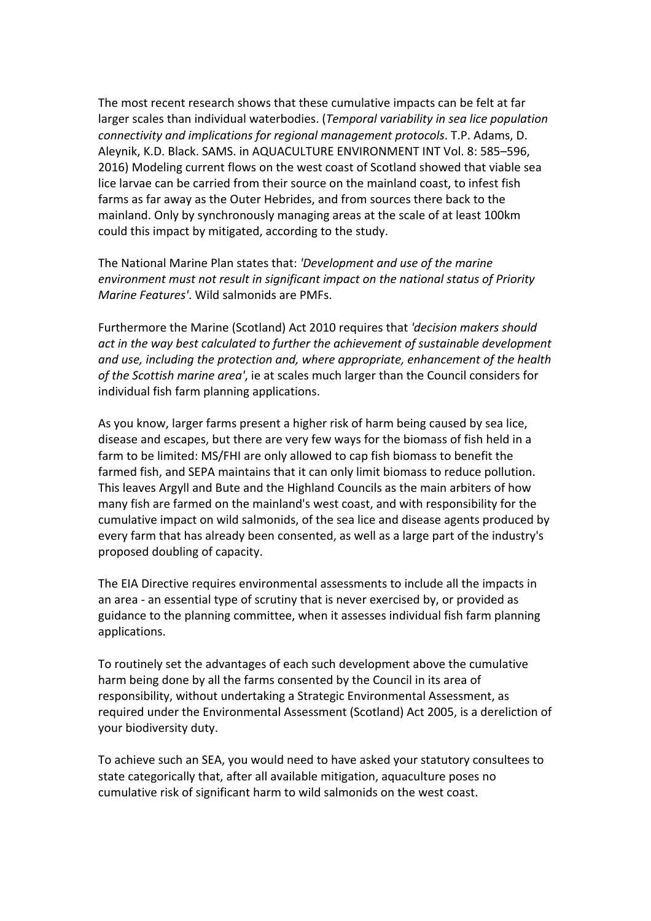The most recent research shows that these cumulative impacts can be felt at far larger scales than individual waterbodies. (*Temporal variability in sea lice population connectivity and implications for regional management protocols*. T.P. Adams, D. Aleynik, K.D. Black. SAMS. in AQUACULTURE ENVIRONMENT INT Vol. 8: 585–596, 2016) Modeling current flows on the west coast of Scotland showed that viable sea lice larvae can be carried from their source on the mainland coast, to infest fish farms as far away as the Outer Hebrides, and from sources there back to the mainland. Only by synchronously managing areas at the scale of at least 100km could this impact by mitigated, according to the study.

The National Marine Plan states that: *'Development and use of the marine environment must not result in significant impact on the national status of Priority Marine Features'*. Wild salmonids are PMFs.

Furthermore the Marine (Scotland) Act 2010 requires that *'decision makers should act in the way best calculated to further the achievement of sustainable development and use, including the protection and, where appropriate, enhancement of the health of the Scottish marine area'*, ie at scales much larger than the Council considers for individual fish farm planning applications.

As you know, larger farms present a higher risk of harm being caused by sea lice, disease and escapes, but there are very few ways for the biomass of fish held in a farm to be limited: MS/FHI are only allowed to cap fish biomass to benefit the farmed fish, and SEPA maintains that it can only limit biomass to reduce pollution. This leaves Argyll and Bute and the Highland Councils as the main arbiters of how many fish are farmed on the mainland's west coast, and with responsibility for the cumulative impact on wild salmonids, of the sea lice and disease agents produced by every farm that has already been consented, as well as a large part of the industry's proposed doubling of capacity.

The EIA Directive requires environmental assessments to include all the impacts in an area - an essential type of scrutiny that is never exercised by, or provided as guidance to the planning committee, when it assesses individual fish farm planning applications.

To routinely set the advantages of each such development above the cumulative harm being done by all the farms consented by the Council in its area of responsibility, without undertaking a Strategic Environmental Assessment, as required under the Environmental Assessment (Scotland) Act 2005, is a dereliction of your biodiversity duty.

To achieve such an SEA, you would need to have asked your statutory consultees to state categorically that, after all available mitigation, aquaculture poses no cumulative risk of significant harm to wild salmonids on the west coast.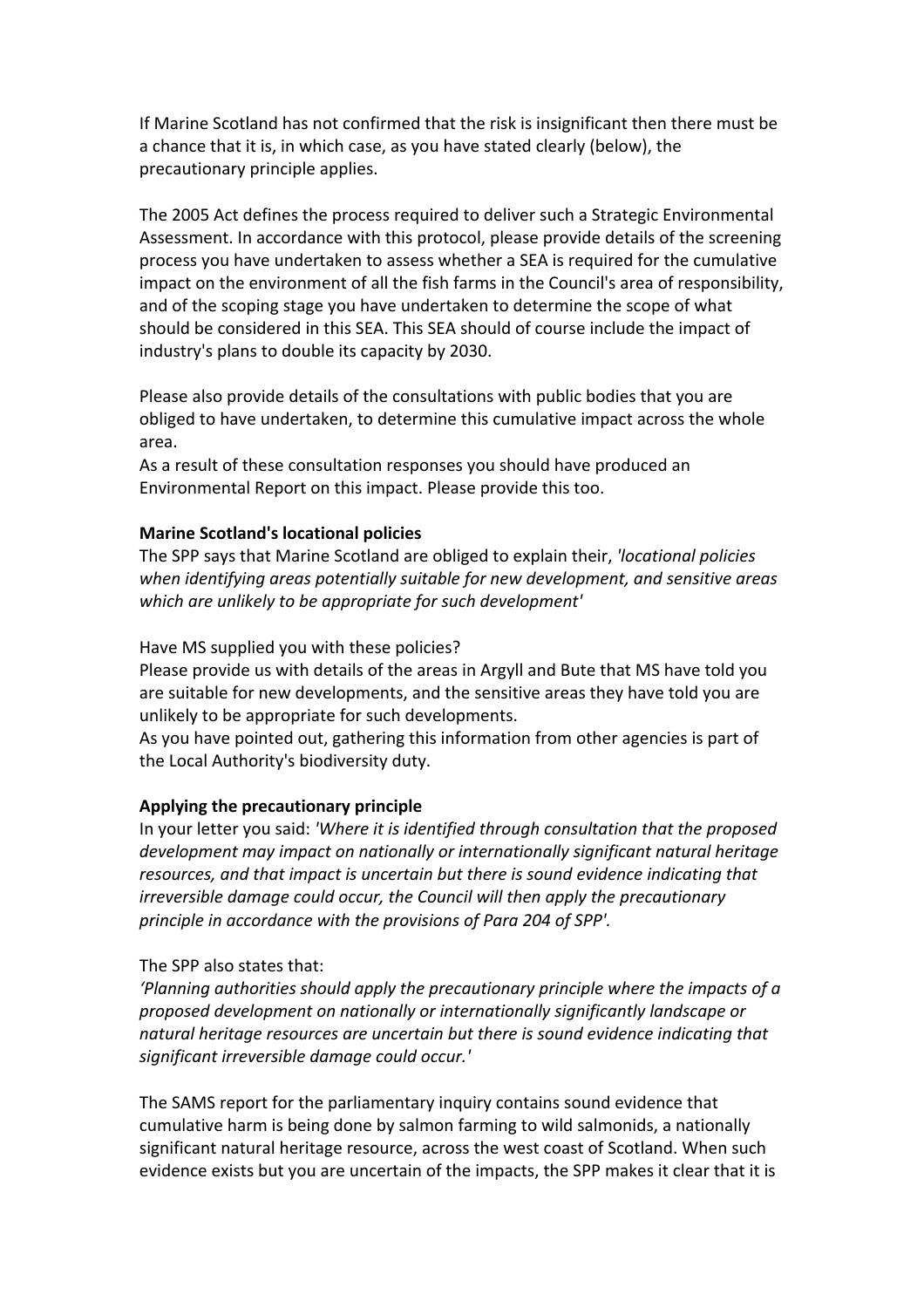If Marine Scotland has not confirmed that the risk is insignificant then there must be a chance that it is, in which case, as you have stated clearly (below), the precautionary principle applies.

The 2005 Act defines the process required to deliver such a Strategic Environmental Assessment. In accordance with this protocol, please provide details of the screening process you have undertaken to assess whether a SEA is required for the cumulative impact on the environment of all the fish farms in the Council's area of responsibility, and of the scoping stage you have undertaken to determine the scope of what should be considered in this SEA. This SEA should of course include the impact of industry's plans to double its capacity by 2030.

Please also provide details of the consultations with public bodies that you are obliged to have undertaken, to determine this cumulative impact across the whole area.
As a result of these consultation responses you should have produced an Environmental Report on this impact. Please provide this too.

**Marine Scotland's locational policies**
The SPP says that Marine Scotland are obliged to explain their, *'locational policies when identifying areas potentially suitable for new development, and sensitive areas which are unlikely to be appropriate for such development'*

Have MS supplied you with these policies?
Please provide us with details of the areas in Argyll and Bute that MS have told you are suitable for new developments, and the sensitive areas they have told you are unlikely to be appropriate for such developments.
As you have pointed out, gathering this information from other agencies is part of the Local Authority's biodiversity duty.

**Applying the precautionary principle**
In your letter you said: *'Where it is identified through consultation that the proposed development may impact on nationally or internationally significant natural heritage resources, and that impact is uncertain but there is sound evidence indicating that irreversible damage could occur, the Council will then apply the precautionary principle in accordance with the provisions of Para 204 of SPP'.*

The SPP also states that:
*'Planning authorities should apply the precautionary principle where the impacts of a proposed development on nationally or internationally significantly landscape or natural heritage resources are uncertain but there is sound evidence indicating that significant irreversible damage could occur.'*

The SAMS report for the parliamentary inquiry contains sound evidence that cumulative harm is being done by salmon farming to wild salmonids, a nationally significant natural heritage resource, across the west coast of Scotland. When such evidence exists but you are uncertain of the impacts, the SPP makes it clear that it is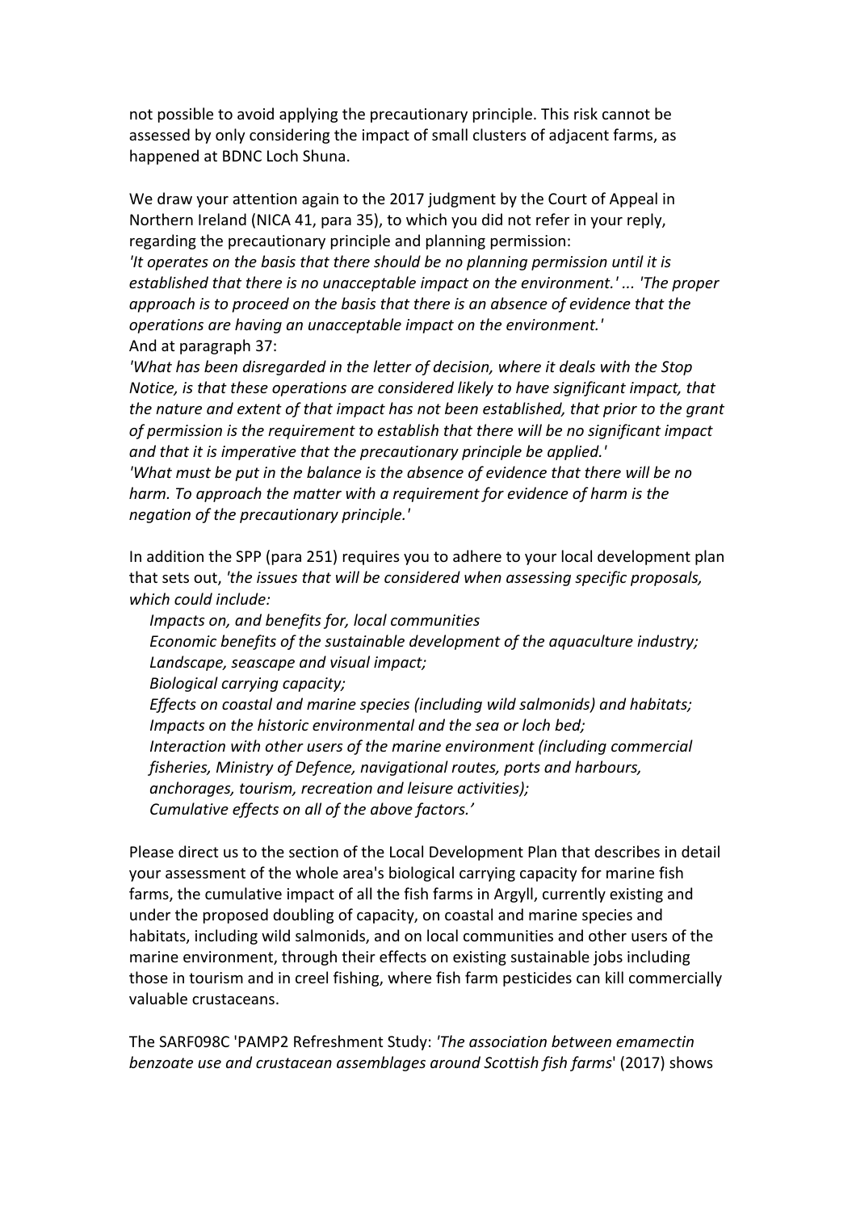not possible to avoid applying the precautionary principle. This risk cannot be assessed by only considering the impact of small clusters of adjacent farms, as happened at BDNC Loch Shuna.

We draw your attention again to the 2017 judgment by the Court of Appeal in Northern Ireland (NICA 41, para 35), to which you did not refer in your reply, regarding the precautionary principle and planning permission:
*'It operates on the basis that there should be no planning permission until it is established that there is no unacceptable impact on the environment.' ... 'The proper approach is to proceed on the basis that there is an absence of evidence that the operations are having an unacceptable impact on the environment.'*
And at paragraph 37:
*'What has been disregarded in the letter of decision, where it deals with the Stop Notice, is that these operations are considered likely to have significant impact, that the nature and extent of that impact has not been established, that prior to the grant of permission is the requirement to establish that there will be no significant impact and that it is imperative that the precautionary principle be applied.'*
*'What must be put in the balance is the absence of evidence that there will be no harm. To approach the matter with a requirement for evidence of harm is the negation of the precautionary principle.'*

In addition the SPP (para 251) requires you to adhere to your local development plan that sets out, *'the issues that will be considered when assessing specific proposals, which could include:*

*Impacts on, and benefits for, local communities*
*Economic benefits of the sustainable development of the aquaculture industry;*
*Landscape, seascape and visual impact;*
*Biological carrying capacity;*
*Effects on coastal and marine species (including wild salmonids) and habitats;*
*Impacts on the historic environmental and the sea or loch bed;*
*Interaction with other users of the marine environment (including commercial fisheries, Ministry of Defence, navigational routes, ports and harbours, anchorages, tourism, recreation and leisure activities);*
*Cumulative effects on all of the above factors.'*

Please direct us to the section of the Local Development Plan that describes in detail your assessment of the whole area's biological carrying capacity for marine fish farms, the cumulative impact of all the fish farms in Argyll, currently existing and under the proposed doubling of capacity, on coastal and marine species and habitats, including wild salmonids, and on local communities and other users of the marine environment, through their effects on existing sustainable jobs including those in tourism and in creel fishing, where fish farm pesticides can kill commercially valuable crustaceans.

The SARF098C 'PAMP2 Refreshment Study: *'The association between emamectin benzoate use and crustacean assemblages around Scottish fish farms*' (2017) shows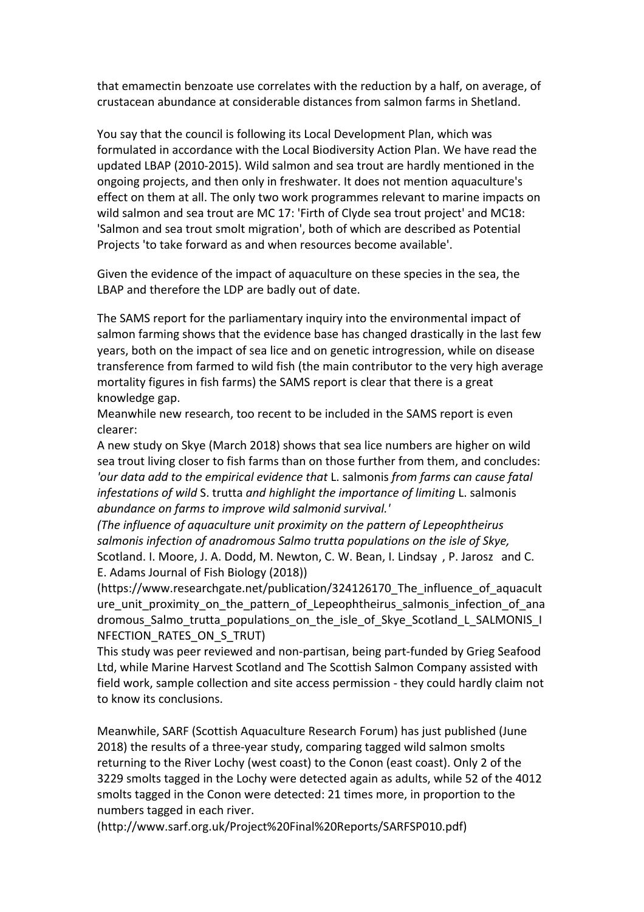that emamectin benzoate use correlates with the reduction by a half, on average, of crustacean abundance at considerable distances from salmon farms in Shetland.

You say that the council is following its Local Development Plan, which was formulated in accordance with the Local Biodiversity Action Plan. We have read the updated LBAP (2010-2015). Wild salmon and sea trout are hardly mentioned in the ongoing projects, and then only in freshwater. It does not mention aquaculture's effect on them at all. The only two work programmes relevant to marine impacts on wild salmon and sea trout are MC 17: 'Firth of Clyde sea trout project' and MC18: 'Salmon and sea trout smolt migration', both of which are described as Potential Projects 'to take forward as and when resources become available'.

Given the evidence of the impact of aquaculture on these species in the sea, the LBAP and therefore the LDP are badly out of date.

The SAMS report for the parliamentary inquiry into the environmental impact of salmon farming shows that the evidence base has changed drastically in the last few years, both on the impact of sea lice and on genetic introgression, while on disease transference from farmed to wild fish (the main contributor to the very high average mortality figures in fish farms) the SAMS report is clear that there is a great knowledge gap.

Meanwhile new research, too recent to be included in the SAMS report is even clearer:

A new study on Skye (March 2018) shows that sea lice numbers are higher on wild sea trout living closer to fish farms than on those further from them, and concludes: *'our data add to the empirical evidence that* L. salmonis *from farms can cause fatal infestations of wild* S. trutta *and highlight the importance of limiting* L. salmonis *abundance on farms to improve wild salmonid survival.'*

*(The influence of aquaculture unit proximity on the pattern of Lepeophtheirus salmonis infection of anadromous Salmo trutta populations on the isle of Skye,* Scotland. I. Moore, J. A. Dodd, M. Newton, C. W. Bean, I. Lindsay , P. Jarosz and C. E. Adams Journal of Fish Biology (2018))

(https://www.researchgate.net/publication/324126170_The_influence_of_aquaculture_unit_proximity_on_the_pattern_of_Lepeophtheirus_salmonis_infection_of_anadromous_Salmo_trutta_populations_on_the_isle_of_Skye_Scotland_L_SALMONIS_INFECTION_RATES_ON_S_TRUT)

This study was peer reviewed and non-partisan, being part-funded by Grieg Seafood Ltd, while Marine Harvest Scotland and The Scottish Salmon Company assisted with field work, sample collection and site access permission - they could hardly claim not to know its conclusions.

Meanwhile, SARF (Scottish Aquaculture Research Forum) has just published (June 2018) the results of a three-year study, comparing tagged wild salmon smolts returning to the River Lochy (west coast) to the Conon (east coast). Only 2 of the 3229 smolts tagged in the Lochy were detected again as adults, while 52 of the 4012 smolts tagged in the Conon were detected: 21 times more, in proportion to the numbers tagged in each river.

(http://www.sarf.org.uk/Project%20Final%20Reports/SARFSP010.pdf)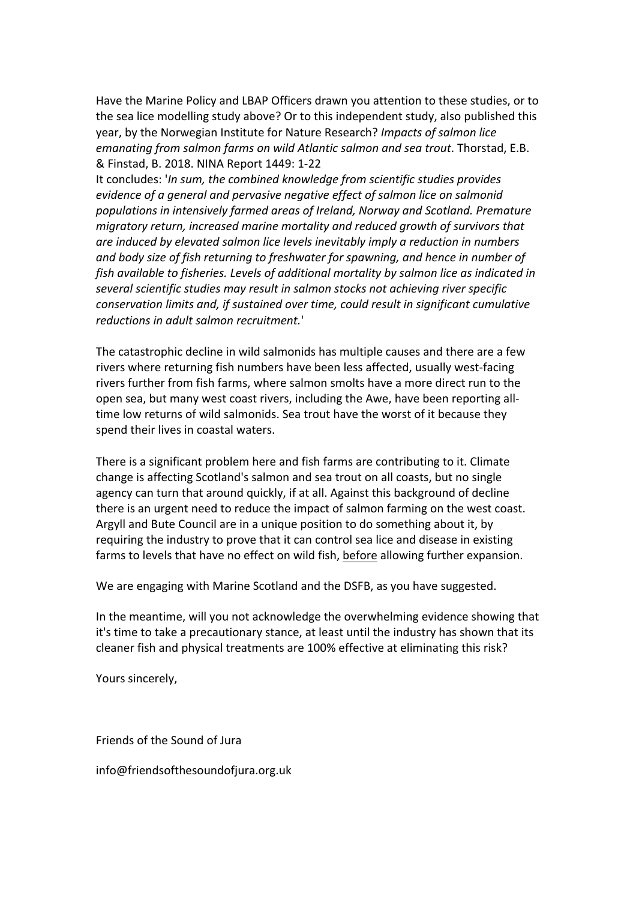Have the Marine Policy and LBAP Officers drawn you attention to these studies, or to the sea lice modelling study above? Or to this independent study, also published this year, by the Norwegian Institute for Nature Research? *Impacts of salmon lice emanating from salmon farms on wild Atlantic salmon and sea trout*. Thorstad, E.B. & Finstad, B. 2018. NINA Report 1449: 1-22

It concludes: '*In sum, the combined knowledge from scientific studies provides evidence of a general and pervasive negative effect of salmon lice on salmonid populations in intensively farmed areas of Ireland, Norway and Scotland. Premature migratory return, increased marine mortality and reduced growth of survivors that are induced by elevated salmon lice levels inevitably imply a reduction in numbers and body size of fish returning to freshwater for spawning, and hence in number of fish available to fisheries. Levels of additional mortality by salmon lice as indicated in several scientific studies may result in salmon stocks not achieving river specific conservation limits and, if sustained over time, could result in significant cumulative reductions in adult salmon recruitment.*'

The catastrophic decline in wild salmonids has multiple causes and there are a few rivers where returning fish numbers have been less affected, usually west-facing rivers further from fish farms, where salmon smolts have a more direct run to the open sea, but many west coast rivers, including the Awe, have been reporting all-time low returns of wild salmonids. Sea trout have the worst of it because they spend their lives in coastal waters.

There is a significant problem here and fish farms are contributing to it. Climate change is affecting Scotland's salmon and sea trout on all coasts, but no single agency can turn that around quickly, if at all. Against this background of decline there is an urgent need to reduce the impact of salmon farming on the west coast. Argyll and Bute Council are in a unique position to do something about it, by requiring the industry to prove that it can control sea lice and disease in existing farms to levels that have no effect on wild fish, <u>before</u> allowing further expansion.

We are engaging with Marine Scotland and the DSFB, as you have suggested.

In the meantime, will you not acknowledge the overwhelming evidence showing that it's time to take a precautionary stance, at least until the industry has shown that its cleaner fish and physical treatments are 100% effective at eliminating this risk?

Yours sincerely,

Friends of the Sound of Jura

info@friendsofthesoundofjura.org.uk